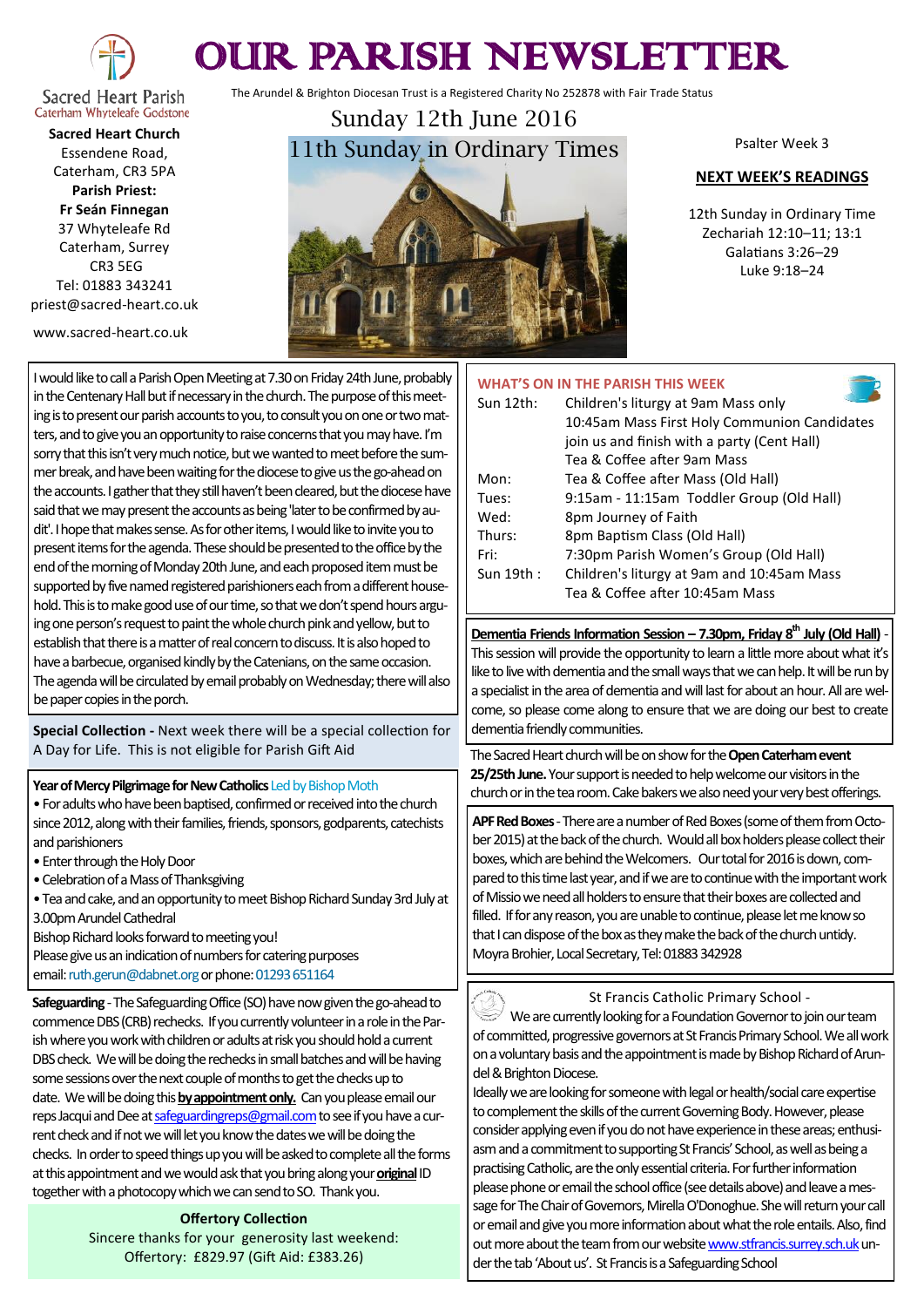# OUR PARISH NEWSLETTER

Sacred Heart Parish
Caterham Whyteleafe Godstone

The Arundel & Brighton Diocesan Trust is a Registered Charity No 252878 with Fair Trade Status

**Sacred Heart Church**
Essendene Road,
Caterham, CR3 5PA
**Parish Priest:**
**Fr Seán Finnegan**
37 Whyteleafe Rd
Caterham, Surrey
CR3 5EG
Tel: 01883 343241
priest@sacred-heart.co.uk

www.sacred-heart.co.uk

## Sunday 12th June 2016
## 11th Sunday in Ordinary Times

Psalter Week 3

**NEXT WEEK'S READINGS**

12th Sunday in Ordinary Time
Zechariah 12:10–11; 13:1
Galatians 3:26–29
Luke 9:18–24

I would like to call a Parish Open Meeting at 7.30 on Friday 24th June, probably in the Centenary Hall but if necessary in the church. The purpose of this meeting is to present our parish accounts to you, to consult you on one or two matters, and to give you an opportunity to raise concerns that you may have. I'm sorry that this isn't very much notice, but we wanted to meet before the summer break, and have been waiting for the diocese to give us the go-ahead on the accounts. I gather that they still haven't been cleared, but the diocese have said that we may present the accounts as being 'later to be confirmed by audit'. I hope that makes sense. As for other items, I would like to invite you to present items for the agenda. These should be presented to the office by the end of the morning of Monday 20th June, and each proposed item must be supported by five named registered parishioners each from a different household. This is to make good use of our time, so that we don't spend hours arguing one person's request to paint the whole church pink and yellow, but to establish that there is a matter of real concern to discuss. It is also hoped to have a barbecue, organised kindly by the Catenians, on the same occasion. The agenda will be circulated by email probably on Wednesday; there will also be paper copies in the porch.

**Special Collection -** Next week there will be a special collection for A Day for Life. This is not eligible for Parish Gift Aid

**Year of Mercy Pilgrimage for New Catholics** Led by Bishop Moth
- For adults who have been baptised, confirmed or received into the church since 2012, along with their families, friends, sponsors, godparents, catechists and parishioners
- Enter through the Holy Door
- Celebration of a Mass of Thanksgiving
- Tea and cake, and an opportunity to meet Bishop Richard Sunday 3rd July at 3.00pm Arundel Cathedral

Bishop Richard looks forward to meeting you!
Please give us an indication of numbers for catering purposes
email: ruth.gerun@dabnet.org or phone: 01293 651164

**Safeguarding** - The Safeguarding Office (SO) have now given the go-ahead to commence DBS (CRB) rechecks. If you currently volunteer in a role in the Parish where you work with children or adults at risk you should hold a current DBS check. We will be doing the rechecks in small batches and will be having some sessions over the next couple of months to get the checks up to date. We will be doing this **by appointment only.** Can you please email our reps Jacqui and Dee at safeguardingreps@gmail.com to see if you have a current check and if not we will let you know the dates we will be doing the checks. In order to speed things up you will be asked to complete all the forms at this appointment and we would ask that you bring along your **original** ID together with a photocopy which we can send to SO. Thank you.

**Offertory Collection**
Sincere thanks for your generosity last weekend:
Offertory: £829.97 (Gift Aid: £383.26)

**WHAT'S ON IN THE PARISH THIS WEEK**

| | |
|---|---|
| Sun 12th: | Children's liturgy at 9am Mass only |
| | 10:45am Mass First Holy Communion Candidates join us and finish with a party (Cent Hall) |
| | Tea & Coffee after 9am Mass |
| Mon: | Tea & Coffee after Mass (Old Hall) |
| Tues: | 9:15am - 11:15am Toddler Group (Old Hall) |
| Wed: | 8pm Journey of Faith |
| Thurs: | 8pm Baptism Class (Old Hall) |
| Fri: | 7:30pm Parish Women's Group (Old Hall) |
| Sun 19th : | Children's liturgy at 9am and 10:45am Mass |
| | Tea & Coffee after 10:45am Mass |

**Dementia Friends Information Session – 7.30pm, Friday 8th July (Old Hall)** - This session will provide the opportunity to learn a little more about what it's like to live with dementia and the small ways that we can help. It will be run by a specialist in the area of dementia and will last for about an hour. All are welcome, so please come along to ensure that we are doing our best to create dementia friendly communities.

The Sacred Heart church will be on show for the **Open Caterham event 25/25th June.** Your support is needed to help welcome our visitors in the church or in the tea room. Cake bakers we also need your very best offerings.

**APF Red Boxes** - There are a number of Red Boxes (some of them from October 2015) at the back of the church. Would all box holders please collect their boxes, which are behind the Welcomers. Our total for 2016 is down, compared to this time last year, and if we are to continue with the important work of Missio we need all holders to ensure that their boxes are collected and filled. If for any reason, you are unable to continue, please let me know so that I can dispose of the box as they make the back of the church untidy. Moyra Brohier, Local Secretary, Tel: 01883 342928

St Francis Catholic Primary School -
We are currently looking for a Foundation Governor to join our team of committed, progressive governors at St Francis Primary School. We all work on a voluntary basis and the appointment is made by Bishop Richard of Arundel & Brighton Diocese.
Ideally we are looking for someone with legal or health/social care expertise to complement the skills of the current Governing Body. However, please consider applying even if you do not have experience in these areas; enthusiasm and a commitment to supporting St Francis' School, as well as being a practising Catholic, are the only essential criteria. For further information please phone or email the school office (see details above) and leave a message for The Chair of Governors, Mirella O'Donoghue. She will return your call or email and give you more information about what the role entails. Also, find out more about the team from our website www.stfrancis.surrey.sch.uk under the tab 'About us'. St Francis is a Safeguarding School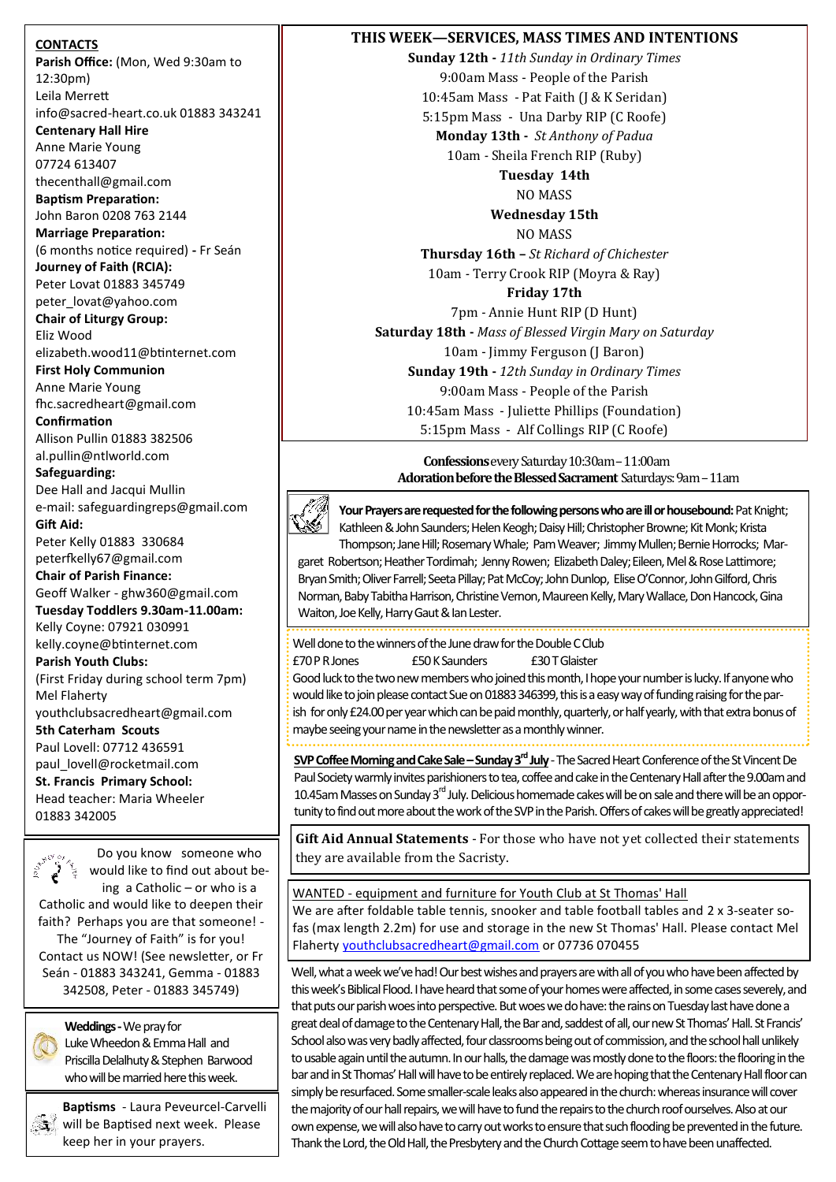## CONTACTS

**Parish Office:** (Mon, Wed 9:30am to 12:30pm)
Leila Merrett
info@sacred-heart.co.uk 01883 343241

**Centenary Hall Hire**
Anne Marie Young
07724 613407
thecenthall@gmail.com

**Baptism Preparation:**
John Baron 0208 763 2144

**Marriage Preparation:**
(6 months notice required) - Fr Seán

**Journey of Faith (RCIA):**
Peter Lovat 01883 345749
peter_lovat@yahoo.com

**Chair of Liturgy Group:**
Eliz Wood
elizabeth.wood11@btinternet.com

**First Holy Communion**
Anne Marie Young
fhc.sacredheart@gmail.com

**Confirmation**
Allison Pullin 01883 382506
al.pullin@ntlworld.com

**Safeguarding:**
Dee Hall and Jacqui Mullin
e-mail: safeguardingreps@gmail.com

**Gift Aid:**
Peter Kelly 01883 330684
peterfkelly67@gmail.com

**Chair of Parish Finance:**
Geoff Walker - ghw360@gmail.com

**Tuesday Toddlers 9.30am-11.00am:**
Kelly Coyne: 07921 030991
kelly.coyne@btinternet.com

**Parish Youth Clubs:**
(First Friday during school term 7pm)
Mel Flaherty
youthclubsacredheart@gmail.com

**5th Caterham Scouts**
Paul Lovell: 07712 436591
paul_lovell@rocketmail.com

**St. Francis Primary School:**
Head teacher: Maria Wheeler
01883 342005

Do you know someone who would like to find out about being a Catholic – or who is a Catholic and would like to deepen their faith? Perhaps you are that someone! - The "Journey of Faith" is for you! Contact us NOW! (See newsletter, or Fr Seán - 01883 343241, Gemma - 01883 342508, Peter - 01883 345749)

**Weddings -** We pray for Luke Wheedon & Emma Hall and Priscilla Delalhuty & Stephen Barwood who will be married here this week.

**Baptisms** - Laura Peveurcel-Carvelli will be Baptised next week. Please keep her in your prayers.

## THIS WEEK—SERVICES, MASS TIMES AND INTENTIONS

**Sunday 12th -** *11th Sunday in Ordinary Times*
9:00am Mass - People of the Parish
10:45am Mass - Pat Faith (J & K Seridan)
5:15pm Mass - Una Darby RIP (C Roofe)

**Monday 13th -** *St Anthony of Padua*
10am - Sheila French RIP (Ruby)

**Tuesday 14th**
NO MASS

**Wednesday 15th**
NO MASS

**Thursday 16th –** *St Richard of Chichester*
10am - Terry Crook RIP (Moyra & Ray)

**Friday 17th**
7pm - Annie Hunt RIP (D Hunt)

**Saturday 18th -** *Mass of Blessed Virgin Mary on Saturday*
10am - Jimmy Ferguson (J Baron)

**Sunday 19th -** *12th Sunday in Ordinary Times*
9:00am Mass - People of the Parish
10:45am Mass - Juliette Phillips (Foundation)
5:15pm Mass - Alf Collings RIP (C Roofe)

**Confessions** every Saturday 10:30am – 11:00am
**Adoration before the Blessed Sacrament** Saturdays: 9am – 11am

**Your Prayers are requested for the following persons who are ill or housebound:** Pat Knight; Kathleen & John Saunders; Helen Keogh; Daisy Hill; Christopher Browne; Kit Monk; Krista Thompson; Jane Hill; Rosemary Whale; Pam Weaver; Jimmy Mullen; Bernie Horrocks; Margaret Robertson; Heather Tordimah; Jenny Rowen; Elizabeth Daley; Eileen, Mel & Rose Lattimore; Bryan Smith; Oliver Farrell; Seeta Pillay; Pat McCoy; John Dunlop, Elise O'Connor, John Gilford, Chris Norman, Baby Tabitha Harrison, Christine Vernon, Maureen Kelly, Mary Wallace, Don Hancock, Gina Waiton, Joe Kelly, Harry Gaut & Ian Lester.

Well done to the winners of the June draw for the Double C Club
£70 P R Jones £50 K Saunders £30 T Glaister
Good luck to the two new members who joined this month, I hope your number is lucky. If anyone who would like to join please contact Sue on 01883 346399, this is a easy way of funding raising for the parish for only £24.00 per year which can be paid monthly, quarterly, or half yearly, with that extra bonus of maybe seeing your name in the newsletter as a monthly winner.

**SVP Coffee Morning and Cake Sale – Sunday 3rd July** - The Sacred Heart Conference of the St Vincent De Paul Society warmly invites parishioners to tea, coffee and cake in the Centenary Hall after the 9.00am and 10.45am Masses on Sunday 3rd July. Delicious homemade cakes will be on sale and there will be an opportunity to find out more about the work of the SVP in the Parish. Offers of cakes will be greatly appreciated!

**Gift Aid Annual Statements** - For those who have not yet collected their statements they are available from the Sacristy.

WANTED - equipment and furniture for Youth Club at St Thomas' Hall
We are after foldable table tennis, snooker and table football tables and 2 x 3-seater sofas (max length 2.2m) for use and storage in the new St Thomas' Hall. Please contact Mel Flaherty youthclubsacredheart@gmail.com or 07736 070455

Well, what a week we've had! Our best wishes and prayers are with all of you who have been affected by this week's Biblical Flood. I have heard that some of your homes were affected, in some cases severely, and that puts our parish woes into perspective. But woes we do have: the rains on Tuesday last have done a great deal of damage to the Centenary Hall, the Bar and, saddest of all, our new St Thomas' Hall. St Francis' School also was very badly affected, four classrooms being out of commission, and the school hall unlikely to usable again until the autumn. In our halls, the damage was mostly done to the floors: the flooring in the bar and in St Thomas' Hall will have to be entirely replaced. We are hoping that the Centenary Hall floor can simply be resurfaced. Some smaller-scale leaks also appeared in the church: whereas insurance will cover the majority of our hall repairs, we will have to fund the repairs to the church roof ourselves. Also at our own expense, we will also have to carry out works to ensure that such flooding be prevented in the future. Thank the Lord, the Old Hall, the Presbytery and the Church Cottage seem to have been unaffected.